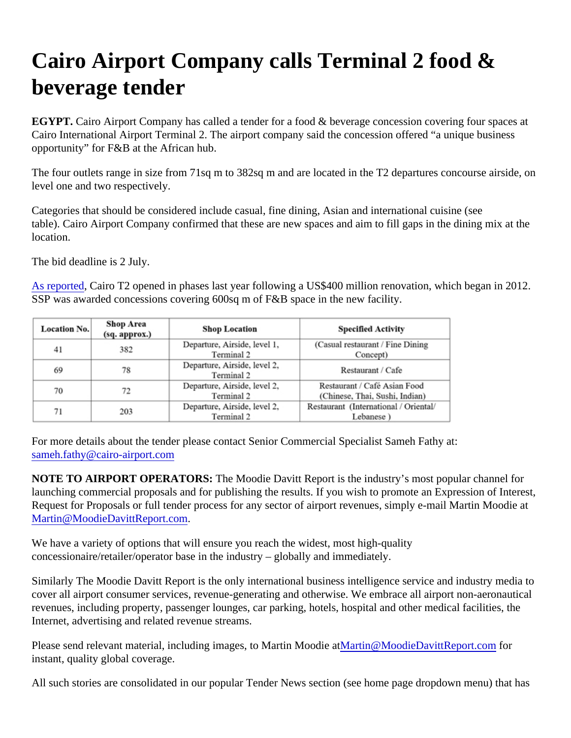# Cairo Airport Company calls Terminal 2 food & beverage tender

**EGYPT.** Cairo Airport Company has called a tender for a food & beverage concession covering four spaces at Cairo International Airport Terminal 2. The airport company said the concession offered "a unique business opportunity" for F&B at the African hub.

The four outlets range in size from 71sq m to 382sq m and are located in the T2 departures concourse airside, on level one and two respectively.

Categories that should be considered include casual, fine dining, Asian and international cuisine (see table). Cairo Airport Company confirmed that these are new spaces and aim to fill gaps in the dining mix at the location.

The bid deadline is 2 July.

As reported, Cairo T2 opened in phases last year following a US$400 million renovation, which began in 2012. SSP was awarded concessions covering 600sq m of F&B space in the new facility.

| Location No. | Shop Area (sq. approx.) | Shop Location | Specified Activity |
|---|---|---|---|
| 41 | 382 | Departure, Airside, level 1, Terminal 2 | (Casual restaurant / Fine Dining Concept) |
| 69 | 78 | Departure, Airside, level 2, Terminal 2 | Restaurant / Cafe |
| 70 | 72 | Departure, Airside, level 2, Terminal 2 | Restaurant / Café Asian Food (Chinese, Thai, Sushi, Indian) |
| 71 | 203 | Departure, Airside, level 2, Terminal 2 | Restaurant (International / Oriental/ Lebanese ) |

For more details about the tender please contact Senior Commercial Specialist Sameh Fathy at: sameh.fathy@cairo-airport.com

**NOTE TO AIRPORT OPERATORS:** The Moodie Davitt Report is the industry's most popular channel for launching commercial proposals and for publishing the results. If you wish to promote an Expression of Interest, Request for Proposals or full tender process for any sector of airport revenues, simply e-mail Martin Moodie at Martin@MoodieDavittReport.com.

We have a variety of options that will ensure you reach the widest, most high-quality concessionaire/retailer/operator base in the industry – globally and immediately.

Similarly The Moodie Davitt Report is the only international business intelligence service and industry media to cover all airport consumer services, revenue-generating and otherwise. We embrace all airport non-aeronautical revenues, including property, passenger lounges, car parking, hotels, hospital and other medical facilities, the Internet, advertising and related revenue streams.

Please send relevant material, including images, to Martin Moodie at Martin@MoodieDavittReport.com for instant, quality global coverage.

All such stories are consolidated in our popular Tender News section (see home page dropdown menu) that has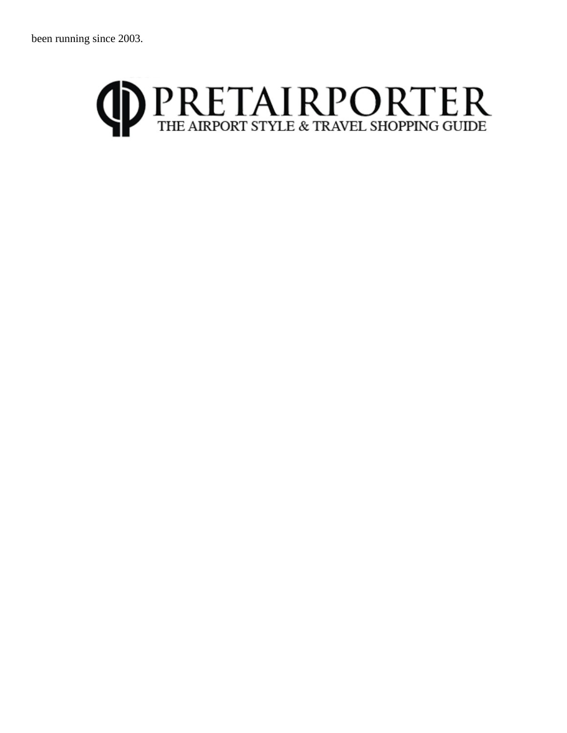been running since 2003.

PRETAIRPORTER

THE AIRPORT STYLE & TRAVEL SHOPPING GUIDE